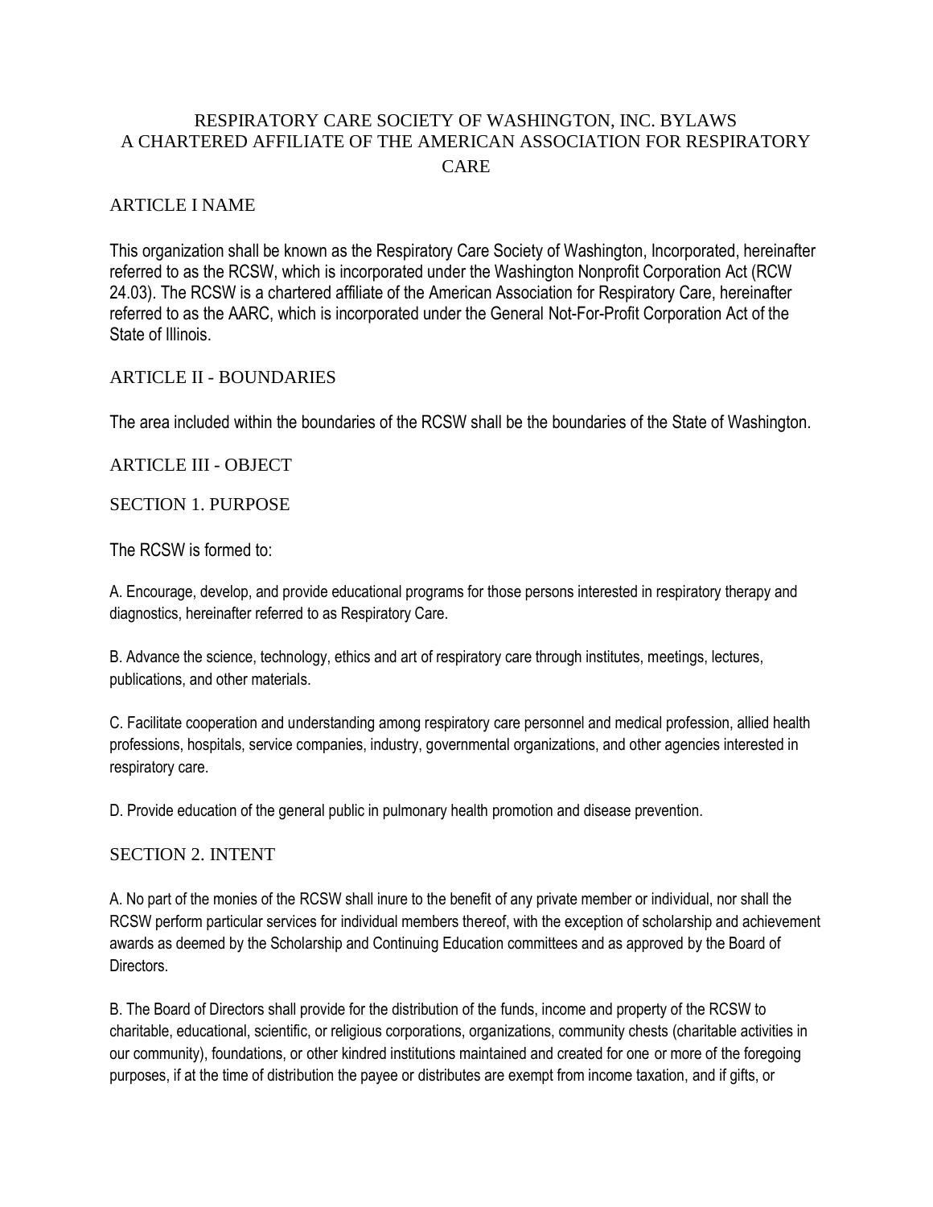# RESPIRATORY CARE SOCIETY OF WASHINGTON, INC. BYLAWS
# A CHARTERED AFFILIATE OF THE AMERICAN ASSOCIATION FOR RESPIRATORY CARE

## ARTICLE I NAME

This organization shall be known as the Respiratory Care Society of Washington, Incorporated, hereinafter referred to as the RCSW, which is incorporated under the Washington Nonprofit Corporation Act (RCW 24.03). The RCSW is a chartered affiliate of the American Association for Respiratory Care, hereinafter referred to as the AARC, which is incorporated under the General Not-For-Profit Corporation Act of the State of Illinois.

## ARTICLE II - BOUNDARIES

The area included within the boundaries of the RCSW shall be the boundaries of the State of Washington.

## ARTICLE III - OBJECT

### SECTION 1. PURPOSE

The RCSW is formed to:

A. Encourage, develop, and provide educational programs for those persons interested in respiratory therapy and diagnostics, hereinafter referred to as Respiratory Care.

B. Advance the science, technology, ethics and art of respiratory care through institutes, meetings, lectures, publications, and other materials.

C. Facilitate cooperation and understanding among respiratory care personnel and medical profession, allied health professions, hospitals, service companies, industry, governmental organizations, and other agencies interested in respiratory care.

D. Provide education of the general public in pulmonary health promotion and disease prevention.

### SECTION 2. INTENT

A. No part of the monies of the RCSW shall inure to the benefit of any private member or individual, nor shall the RCSW perform particular services for individual members thereof, with the exception of scholarship and achievement awards as deemed by the Scholarship and Continuing Education committees and as approved by the Board of Directors.

B. The Board of Directors shall provide for the distribution of the funds, income and property of the RCSW to charitable, educational, scientific, or religious corporations, organizations, community chests (charitable activities in our community), foundations, or other kindred institutions maintained and created for one or more of the foregoing purposes, if at the time of distribution the payee or distributes are exempt from income taxation, and if gifts, or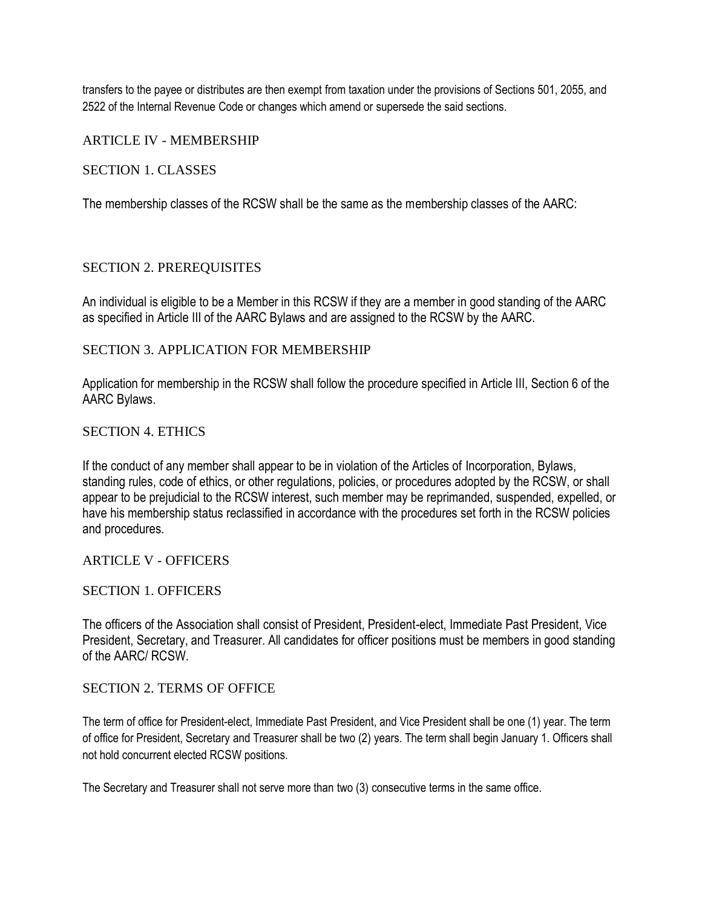transfers to the payee or distributes are then exempt from taxation under the provisions of Sections 501, 2055, and 2522 of the Internal Revenue Code or changes which amend or supersede the said sections.

## ARTICLE IV - MEMBERSHIP

### SECTION 1. CLASSES

The membership classes of the RCSW shall be the same as the membership classes of the AARC:

### SECTION 2. PREREQUISITES

An individual is eligible to be a Member in this RCSW if they are a member in good standing of the AARC as specified in Article III of the AARC Bylaws and are assigned to the RCSW by the AARC.

### SECTION 3. APPLICATION FOR MEMBERSHIP

Application for membership in the RCSW shall follow the procedure specified in Article III, Section 6 of the AARC Bylaws.

### SECTION 4. ETHICS

If the conduct of any member shall appear to be in violation of the Articles of Incorporation, Bylaws, standing rules, code of ethics, or other regulations, policies, or procedures adopted by the RCSW, or shall appear to be prejudicial to the RCSW interest, such member may be reprimanded, suspended, expelled, or have his membership status reclassified in accordance with the procedures set forth in the RCSW policies and procedures.

## ARTICLE V - OFFICERS

### SECTION 1. OFFICERS

The officers of the Association shall consist of President, President-elect, Immediate Past President, Vice President, Secretary, and Treasurer. All candidates for officer positions must be members in good standing of the AARC/ RCSW.

### SECTION 2. TERMS OF OFFICE

The term of office for President-elect, Immediate Past President, and Vice President shall be one (1) year. The term of office for President, Secretary and Treasurer shall be two (2) years. The term shall begin January 1. Officers shall not hold concurrent elected RCSW positions.

The Secretary and Treasurer shall not serve more than two (3) consecutive terms in the same office.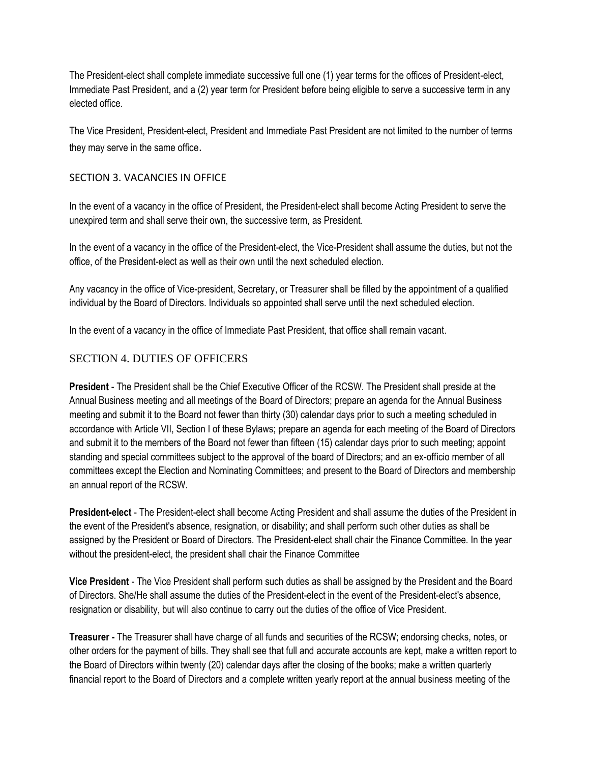The President-elect shall complete immediate successive full one (1) year terms for the offices of President-elect, Immediate Past President, and a (2) year term for President before being eligible to serve a successive term in any elected office.

The Vice President, President-elect, President and Immediate Past President are not limited to the number of terms they may serve in the same office.

## SECTION 3. VACANCIES IN OFFICE

In the event of a vacancy in the office of President, the President-elect shall become Acting President to serve the unexpired term and shall serve their own, the successive term, as President.

In the event of a vacancy in the office of the President-elect, the Vice-President shall assume the duties, but not the office, of the President-elect as well as their own until the next scheduled election.

Any vacancy in the office of Vice-president, Secretary, or Treasurer shall be filled by the appointment of a qualified individual by the Board of Directors. Individuals so appointed shall serve until the next scheduled election.

In the event of a vacancy in the office of Immediate Past President, that office shall remain vacant.

## SECTION 4. DUTIES OF OFFICERS

**President** - The President shall be the Chief Executive Officer of the RCSW. The President shall preside at the Annual Business meeting and all meetings of the Board of Directors; prepare an agenda for the Annual Business meeting and submit it to the Board not fewer than thirty (30) calendar days prior to such a meeting scheduled in accordance with Article VII, Section I of these Bylaws; prepare an agenda for each meeting of the Board of Directors and submit it to the members of the Board not fewer than fifteen (15) calendar days prior to such meeting; appoint standing and special committees subject to the approval of the board of Directors; and an ex-officio member of all committees except the Election and Nominating Committees; and present to the Board of Directors and membership an annual report of the RCSW.

**President-elect** - The President-elect shall become Acting President and shall assume the duties of the President in the event of the President's absence, resignation, or disability; and shall perform such other duties as shall be assigned by the President or Board of Directors. The President-elect shall chair the Finance Committee. In the year without the president-elect, the president shall chair the Finance Committee

**Vice President** - The Vice President shall perform such duties as shall be assigned by the President and the Board of Directors. She/He shall assume the duties of the President-elect in the event of the President-elect's absence, resignation or disability, but will also continue to carry out the duties of the office of Vice President.

**Treasurer -** The Treasurer shall have charge of all funds and securities of the RCSW; endorsing checks, notes, or other orders for the payment of bills. They shall see that full and accurate accounts are kept, make a written report to the Board of Directors within twenty (20) calendar days after the closing of the books; make a written quarterly financial report to the Board of Directors and a complete written yearly report at the annual business meeting of the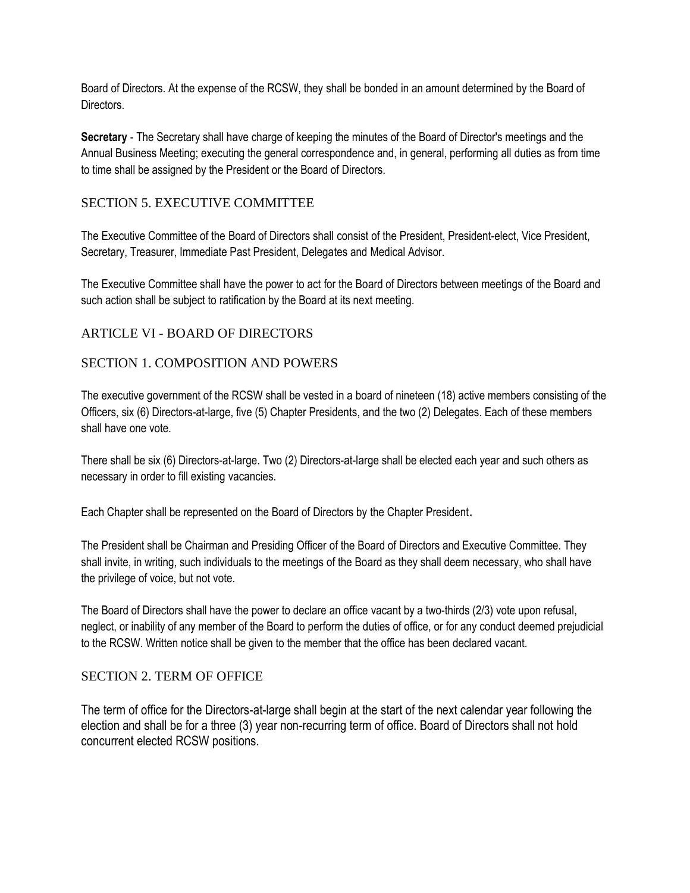Board of Directors. At the expense of the RCSW, they shall be bonded in an amount determined by the Board of Directors.

**Secretary** - The Secretary shall have charge of keeping the minutes of the Board of Director's meetings and the Annual Business Meeting; executing the general correspondence and, in general, performing all duties as from time to time shall be assigned by the President or the Board of Directors.

## SECTION 5. EXECUTIVE COMMITTEE

The Executive Committee of the Board of Directors shall consist of the President, President-elect, Vice President, Secretary, Treasurer, Immediate Past President, Delegates and Medical Advisor.

The Executive Committee shall have the power to act for the Board of Directors between meetings of the Board and such action shall be subject to ratification by the Board at its next meeting.

# ARTICLE VI - BOARD OF DIRECTORS

## SECTION 1. COMPOSITION AND POWERS

The executive government of the RCSW shall be vested in a board of nineteen (18) active members consisting of the Officers, six (6) Directors-at-large, five (5) Chapter Presidents, and the two (2) Delegates. Each of these members shall have one vote.

There shall be six (6) Directors-at-large. Two (2) Directors-at-large shall be elected each year and such others as necessary in order to fill existing vacancies.

Each Chapter shall be represented on the Board of Directors by the Chapter President.

The President shall be Chairman and Presiding Officer of the Board of Directors and Executive Committee. They shall invite, in writing, such individuals to the meetings of the Board as they shall deem necessary, who shall have the privilege of voice, but not vote.

The Board of Directors shall have the power to declare an office vacant by a two-thirds (2/3) vote upon refusal, neglect, or inability of any member of the Board to perform the duties of office, or for any conduct deemed prejudicial to the RCSW. Written notice shall be given to the member that the office has been declared vacant.

## SECTION 2. TERM OF OFFICE

The term of office for the Directors-at-large shall begin at the start of the next calendar year following the election and shall be for a three (3) year non-recurring term of office. Board of Directors shall not hold concurrent elected RCSW positions.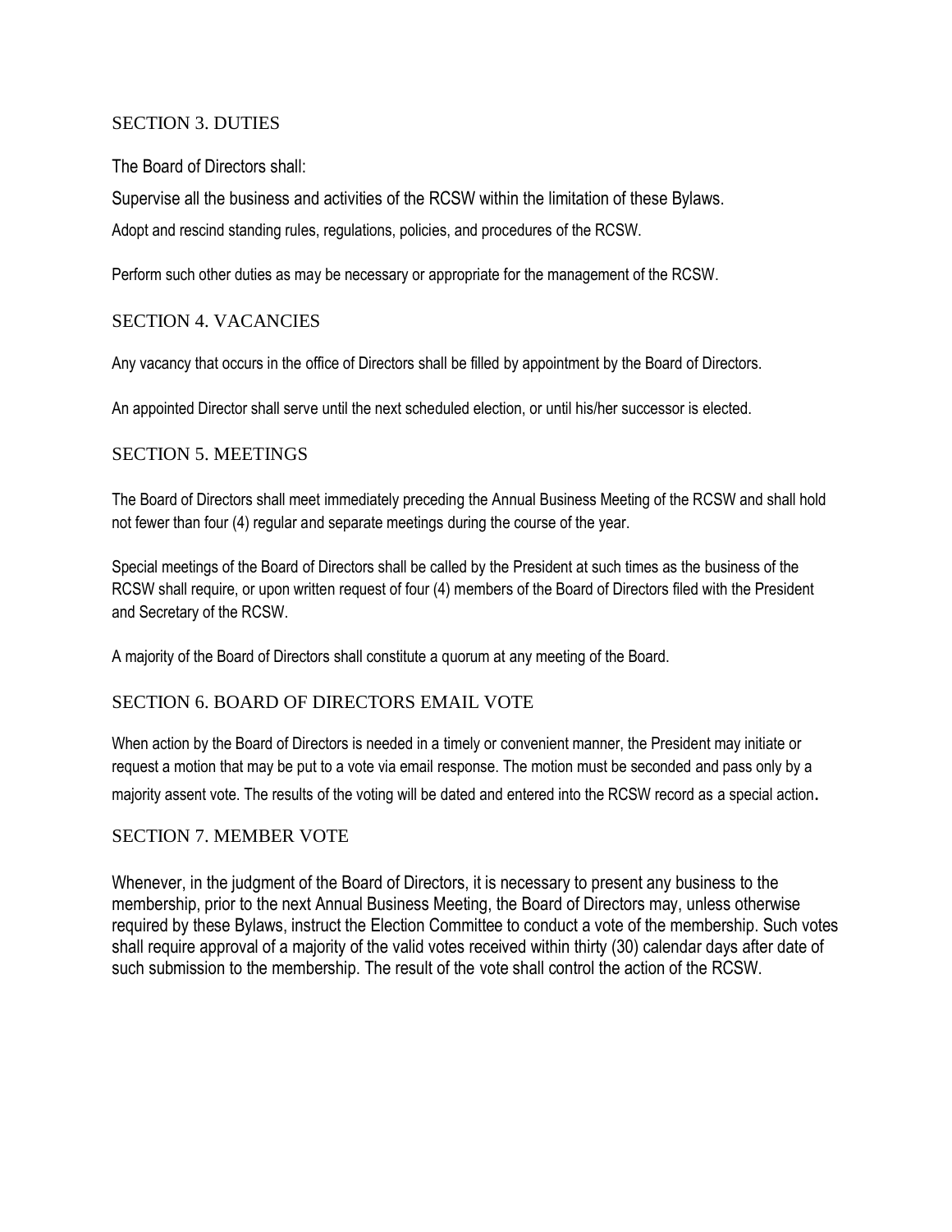## SECTION 3. DUTIES

The Board of Directors shall:

Supervise all the business and activities of the RCSW within the limitation of these Bylaws.

Adopt and rescind standing rules, regulations, policies, and procedures of the RCSW.

Perform such other duties as may be necessary or appropriate for the management of the RCSW.

## SECTION 4. VACANCIES

Any vacancy that occurs in the office of Directors shall be filled by appointment by the Board of Directors.

An appointed Director shall serve until the next scheduled election, or until his/her successor is elected.

## SECTION 5. MEETINGS

The Board of Directors shall meet immediately preceding the Annual Business Meeting of the RCSW and shall hold not fewer than four (4) regular and separate meetings during the course of the year.

Special meetings of the Board of Directors shall be called by the President at such times as the business of the RCSW shall require, or upon written request of four (4) members of the Board of Directors filed with the President and Secretary of the RCSW.

A majority of the Board of Directors shall constitute a quorum at any meeting of the Board.

## SECTION 6. BOARD OF DIRECTORS EMAIL VOTE

When action by the Board of Directors is needed in a timely or convenient manner, the President may initiate or request a motion that may be put to a vote via email response. The motion must be seconded and pass only by a majority assent vote. The results of the voting will be dated and entered into the RCSW record as a special action.

## SECTION 7. MEMBER VOTE

Whenever, in the judgment of the Board of Directors, it is necessary to present any business to the membership, prior to the next Annual Business Meeting, the Board of Directors may, unless otherwise required by these Bylaws, instruct the Election Committee to conduct a vote of the membership. Such votes shall require approval of a majority of the valid votes received within thirty (30) calendar days after date of such submission to the membership. The result of the vote shall control the action of the RCSW.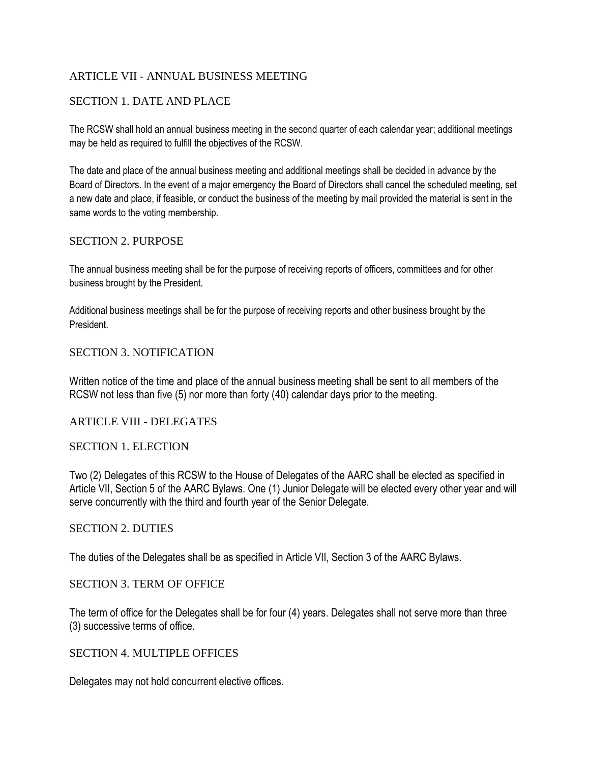## ARTICLE VII - ANNUAL BUSINESS MEETING

### SECTION 1. DATE AND PLACE

The RCSW shall hold an annual business meeting in the second quarter of each calendar year; additional meetings may be held as required to fulfill the objectives of the RCSW.

The date and place of the annual business meeting and additional meetings shall be decided in advance by the Board of Directors. In the event of a major emergency the Board of Directors shall cancel the scheduled meeting, set a new date and place, if feasible, or conduct the business of the meeting by mail provided the material is sent in the same words to the voting membership.

### SECTION 2. PURPOSE

The annual business meeting shall be for the purpose of receiving reports of officers, committees and for other business brought by the President.

Additional business meetings shall be for the purpose of receiving reports and other business brought by the President.

### SECTION 3. NOTIFICATION

Written notice of the time and place of the annual business meeting shall be sent to all members of the RCSW not less than five (5) nor more than forty (40) calendar days prior to the meeting.

## ARTICLE VIII - DELEGATES

### SECTION 1. ELECTION

Two (2) Delegates of this RCSW to the House of Delegates of the AARC shall be elected as specified in Article VII, Section 5 of the AARC Bylaws. One (1) Junior Delegate will be elected every other year and will serve concurrently with the third and fourth year of the Senior Delegate.

### SECTION 2. DUTIES

The duties of the Delegates shall be as specified in Article VII, Section 3 of the AARC Bylaws.

### SECTION 3. TERM OF OFFICE

The term of office for the Delegates shall be for four (4) years. Delegates shall not serve more than three (3) successive terms of office.

### SECTION 4. MULTIPLE OFFICES

Delegates may not hold concurrent elective offices.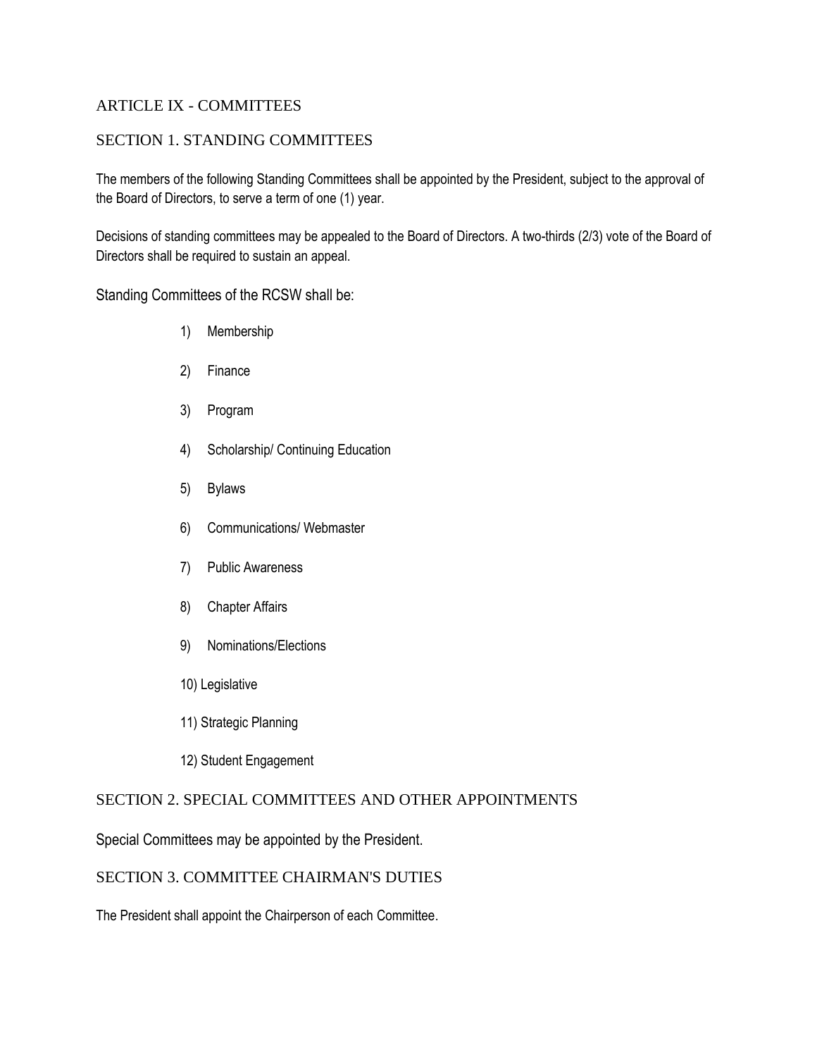## ARTICLE IX - COMMITTEES

### SECTION 1. STANDING COMMITTEES

The members of the following Standing Committees shall be appointed by the President, subject to the approval of the Board of Directors, to serve a term of one (1) year.

Decisions of standing committees may be appealed to the Board of Directors. A two-thirds (2/3) vote of the Board of Directors shall be required to sustain an appeal.

Standing Committees of the RCSW shall be:

1) Membership
2) Finance
3) Program
4) Scholarship/ Continuing Education
5) Bylaws
6) Communications/ Webmaster
7) Public Awareness
8) Chapter Affairs
9) Nominations/Elections
10) Legislative
11) Strategic Planning
12) Student Engagement

### SECTION 2. SPECIAL COMMITTEES AND OTHER APPOINTMENTS

Special Committees may be appointed by the President.

### SECTION 3. COMMITTEE CHAIRMAN'S DUTIES

The President shall appoint the Chairperson of each Committee.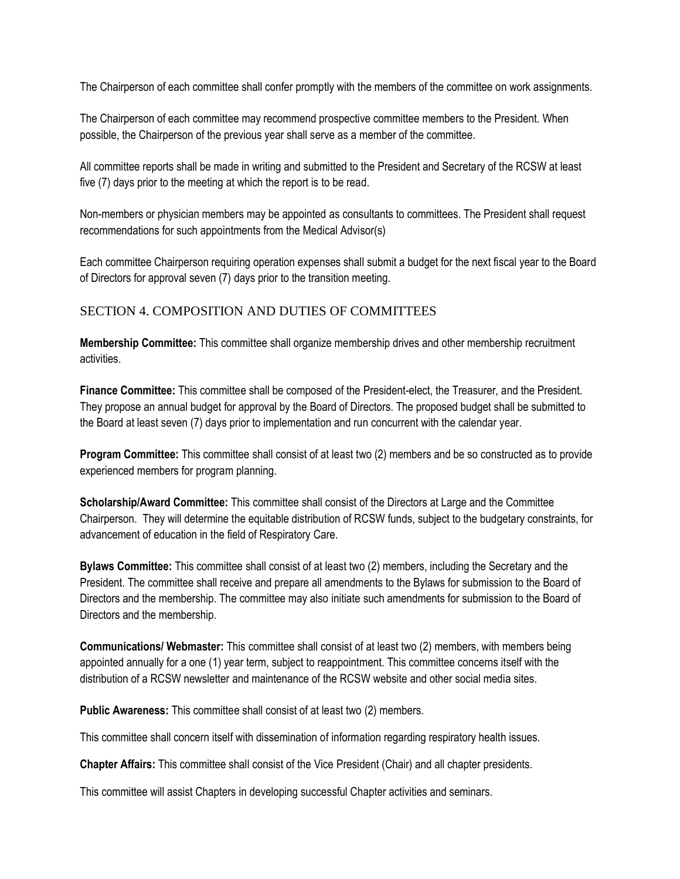The Chairperson of each committee shall confer promptly with the members of the committee on work assignments.

The Chairperson of each committee may recommend prospective committee members to the President. When possible, the Chairperson of the previous year shall serve as a member of the committee.

All committee reports shall be made in writing and submitted to the President and Secretary of the RCSW at least five (7) days prior to the meeting at which the report is to be read.

Non-members or physician members may be appointed as consultants to committees. The President shall request recommendations for such appointments from the Medical Advisor(s)

Each committee Chairperson requiring operation expenses shall submit a budget for the next fiscal year to the Board of Directors for approval seven (7) days prior to the transition meeting.

## SECTION 4. COMPOSITION AND DUTIES OF COMMITTEES

**Membership Committee:** This committee shall organize membership drives and other membership recruitment activities.

**Finance Committee:** This committee shall be composed of the President-elect, the Treasurer, and the President. They propose an annual budget for approval by the Board of Directors. The proposed budget shall be submitted to the Board at least seven (7) days prior to implementation and run concurrent with the calendar year.

**Program Committee:** This committee shall consist of at least two (2) members and be so constructed as to provide experienced members for program planning.

**Scholarship/Award Committee:** This committee shall consist of the Directors at Large and the Committee Chairperson. They will determine the equitable distribution of RCSW funds, subject to the budgetary constraints, for advancement of education in the field of Respiratory Care.

**Bylaws Committee:** This committee shall consist of at least two (2) members, including the Secretary and the President. The committee shall receive and prepare all amendments to the Bylaws for submission to the Board of Directors and the membership. The committee may also initiate such amendments for submission to the Board of Directors and the membership.

**Communications/ Webmaster:** This committee shall consist of at least two (2) members, with members being appointed annually for a one (1) year term, subject to reappointment. This committee concerns itself with the distribution of a RCSW newsletter and maintenance of the RCSW website and other social media sites.

**Public Awareness:** This committee shall consist of at least two (2) members.

This committee shall concern itself with dissemination of information regarding respiratory health issues.

**Chapter Affairs:** This committee shall consist of the Vice President (Chair) and all chapter presidents.

This committee will assist Chapters in developing successful Chapter activities and seminars.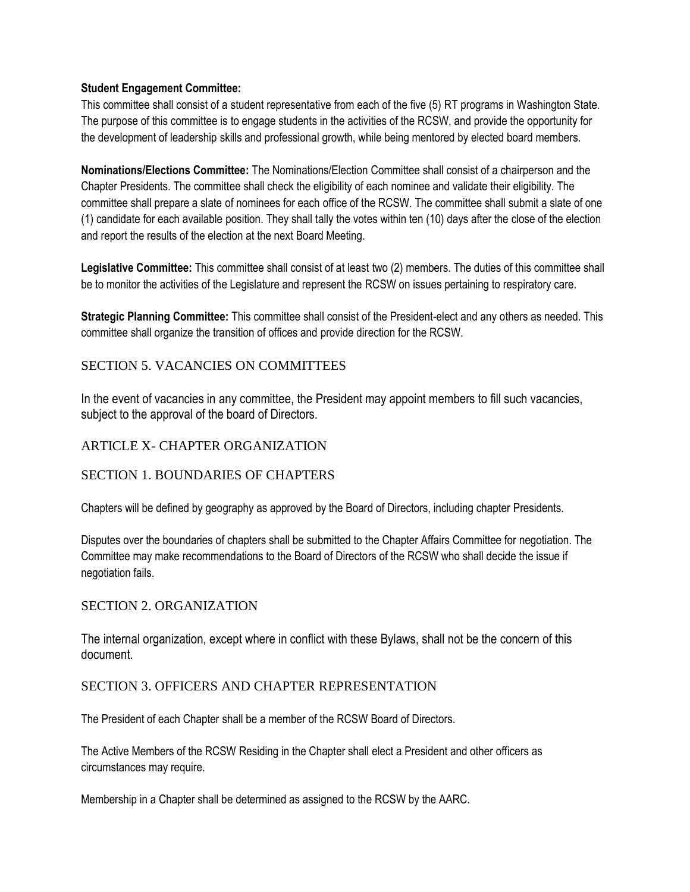**Student Engagement Committee:**
This committee shall consist of a student representative from each of the five (5) RT programs in Washington State. The purpose of this committee is to engage students in the activities of the RCSW, and provide the opportunity for the development of leadership skills and professional growth, while being mentored by elected board members.

**Nominations/Elections Committee:** The Nominations/Election Committee shall consist of a chairperson and the Chapter Presidents. The committee shall check the eligibility of each nominee and validate their eligibility. The committee shall prepare a slate of nominees for each office of the RCSW. The committee shall submit a slate of one (1) candidate for each available position. They shall tally the votes within ten (10) days after the close of the election and report the results of the election at the next Board Meeting.

**Legislative Committee:** This committee shall consist of at least two (2) members. The duties of this committee shall be to monitor the activities of the Legislature and represent the RCSW on issues pertaining to respiratory care.

**Strategic Planning Committee:** This committee shall consist of the President-elect and any others as needed. This committee shall organize the transition of offices and provide direction for the RCSW.

## SECTION 5. VACANCIES ON COMMITTEES

In the event of vacancies in any committee, the President may appoint members to fill such vacancies, subject to the approval of the board of Directors.

# ARTICLE X- CHAPTER ORGANIZATION

## SECTION 1. BOUNDARIES OF CHAPTERS

Chapters will be defined by geography as approved by the Board of Directors, including chapter Presidents.

Disputes over the boundaries of chapters shall be submitted to the Chapter Affairs Committee for negotiation. The Committee may make recommendations to the Board of Directors of the RCSW who shall decide the issue if negotiation fails.

## SECTION 2. ORGANIZATION

The internal organization, except where in conflict with these Bylaws, shall not be the concern of this document.

## SECTION 3. OFFICERS AND CHAPTER REPRESENTATION

The President of each Chapter shall be a member of the RCSW Board of Directors.

The Active Members of the RCSW Residing in the Chapter shall elect a President and other officers as circumstances may require.

Membership in a Chapter shall be determined as assigned to the RCSW by the AARC.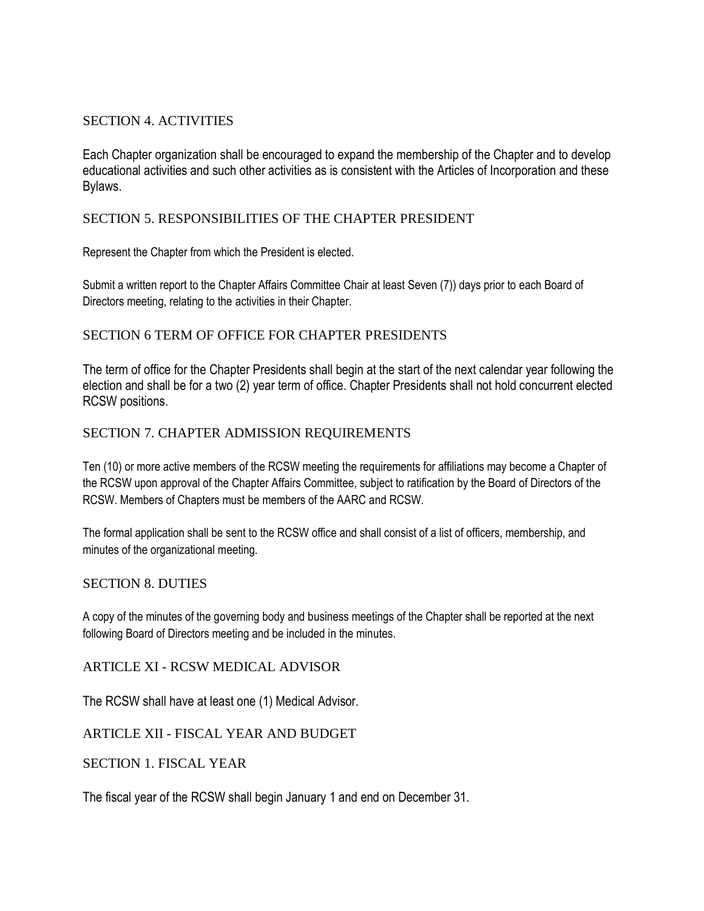## SECTION 4. ACTIVITIES

Each Chapter organization shall be encouraged to expand the membership of the Chapter and to develop educational activities and such other activities as is consistent with the Articles of Incorporation and these Bylaws.

## SECTION 5. RESPONSIBILITIES OF THE CHAPTER PRESIDENT

Represent the Chapter from which the President is elected.

Submit a written report to the Chapter Affairs Committee Chair at least Seven (7)) days prior to each Board of Directors meeting, relating to the activities in their Chapter.

## SECTION 6 TERM OF OFFICE FOR CHAPTER PRESIDENTS

The term of office for the Chapter Presidents shall begin at the start of the next calendar year following the election and shall be for a two (2) year term of office. Chapter Presidents shall not hold concurrent elected RCSW positions.

## SECTION 7. CHAPTER ADMISSION REQUIREMENTS

Ten (10) or more active members of the RCSW meeting the requirements for affiliations may become a Chapter of the RCSW upon approval of the Chapter Affairs Committee, subject to ratification by the Board of Directors of the RCSW. Members of Chapters must be members of the AARC and RCSW.

The formal application shall be sent to the RCSW office and shall consist of a list of officers, membership, and minutes of the organizational meeting.

## SECTION 8. DUTIES

A copy of the minutes of the governing body and business meetings of the Chapter shall be reported at the next following Board of Directors meeting and be included in the minutes.

# ARTICLE XI - RCSW MEDICAL ADVISOR

The RCSW shall have at least one (1) Medical Advisor.

# ARTICLE XII - FISCAL YEAR AND BUDGET

## SECTION 1. FISCAL YEAR

The fiscal year of the RCSW shall begin January 1 and end on December 31.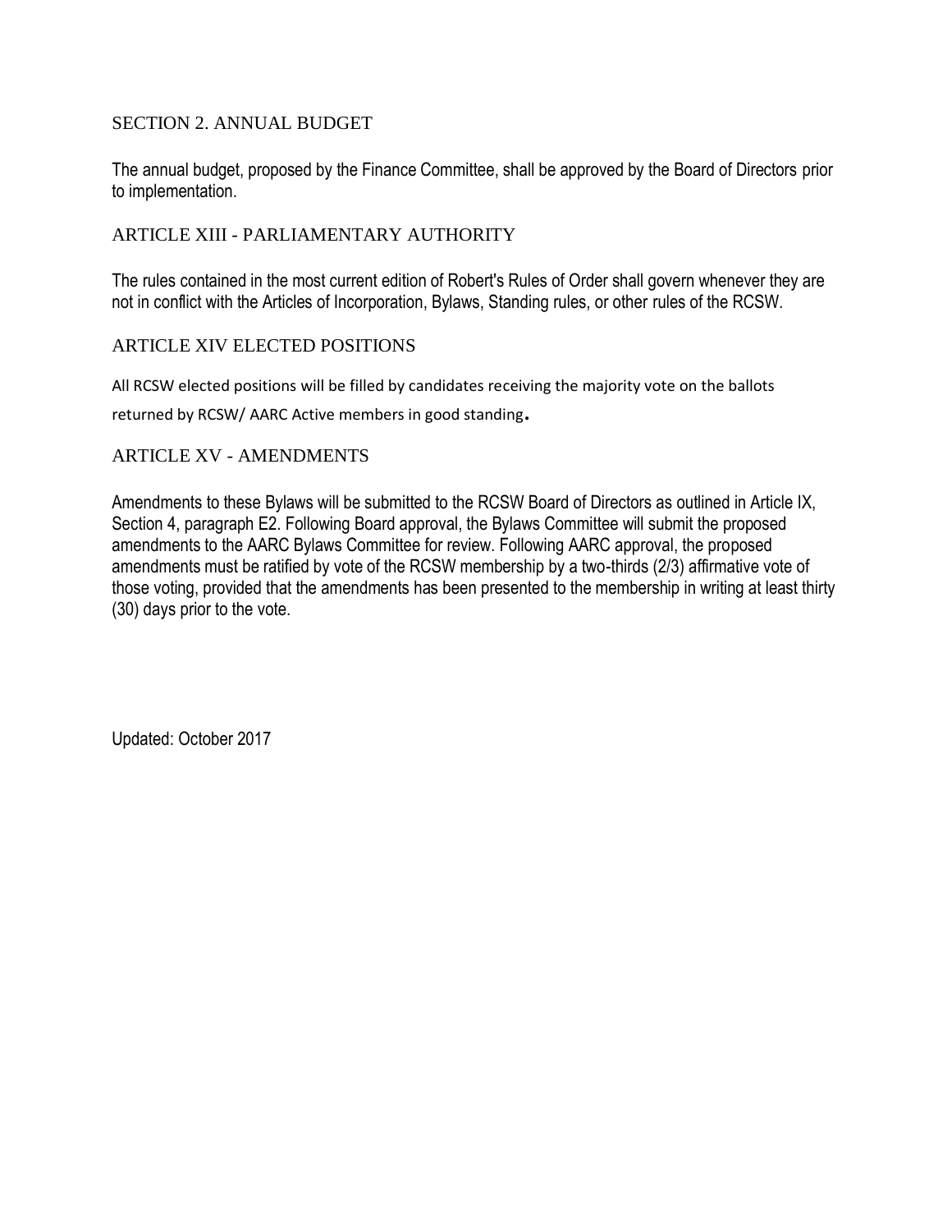## SECTION 2. ANNUAL BUDGET

The annual budget, proposed by the Finance Committee, shall be approved by the Board of Directors prior to implementation.

## ARTICLE XIII - PARLIAMENTARY AUTHORITY

The rules contained in the most current edition of Robert's Rules of Order shall govern whenever they are not in conflict with the Articles of Incorporation, Bylaws, Standing rules, or other rules of the RCSW.

## ARTICLE XIV ELECTED POSITIONS

All RCSW elected positions will be filled by candidates receiving the majority vote on the ballots returned by RCSW/ AARC Active members in good standing.

## ARTICLE XV - AMENDMENTS

Amendments to these Bylaws will be submitted to the RCSW Board of Directors as outlined in Article IX, Section 4, paragraph E2. Following Board approval, the Bylaws Committee will submit the proposed amendments to the AARC Bylaws Committee for review. Following AARC approval, the proposed amendments must be ratified by vote of the RCSW membership by a two-thirds (2/3) affirmative vote of those voting, provided that the amendments has been presented to the membership in writing at least thirty (30) days prior to the vote.

Updated: October 2017